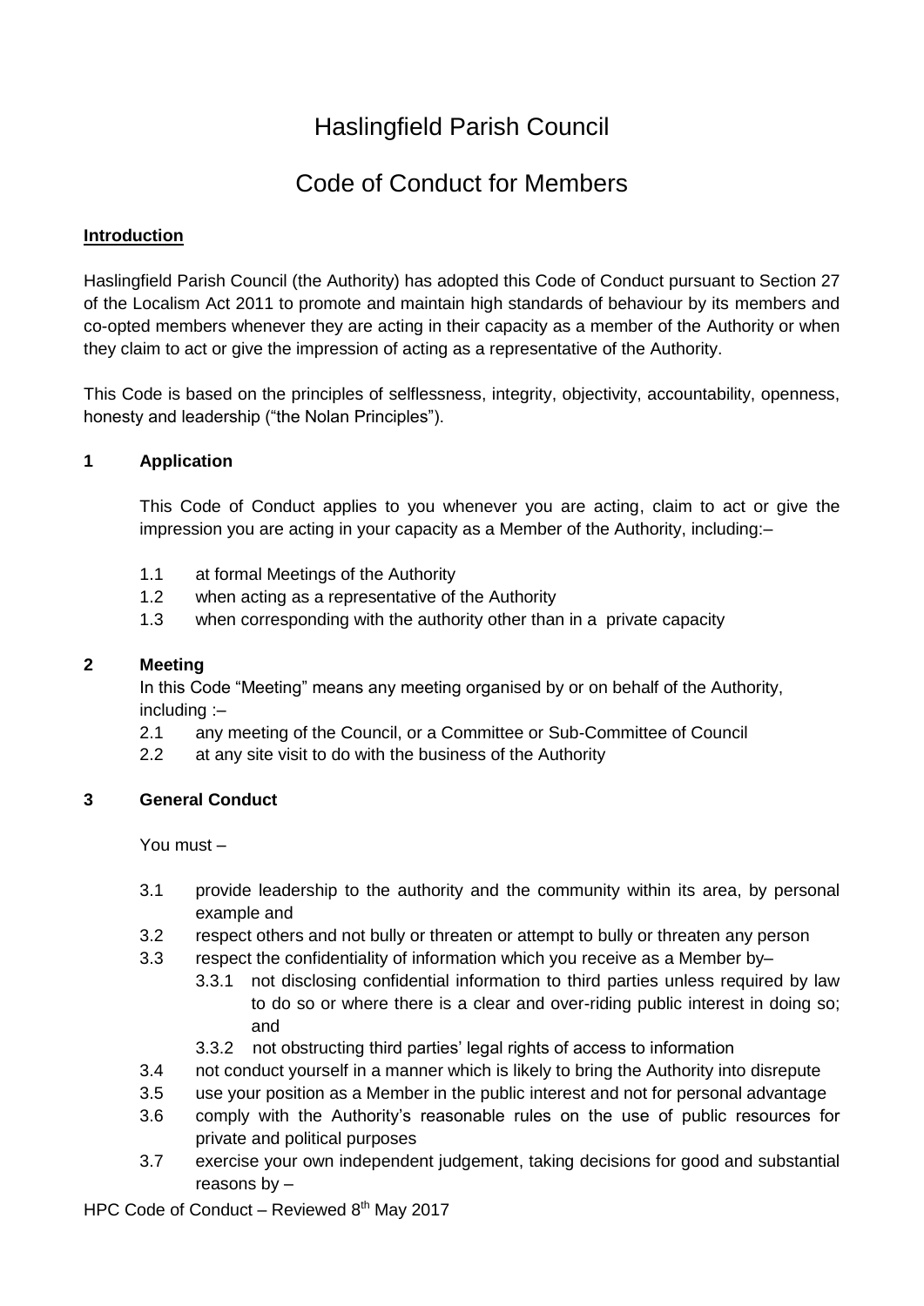# Haslingfield Parish Council

## Code of Conduct for Members

**Introduction**

Haslingfield Parish Council (the Authority) has adopted this Code of Conduct pursuant to Section 27 of the Localism Act 2011 to promote and maintain high standards of behaviour by its members and co-opted members whenever they are acting in their capacity as a member of the Authority or when they claim to act or give the impression of acting as a representative of the Authority.

This Code is based on the principles of selflessness, integrity, objectivity, accountability, openness, honesty and leadership ("the Nolan Principles").

### 1 Application

This Code of Conduct applies to you whenever you are acting, claim to act or give the impression you are acting in your capacity as a Member of the Authority, including:–

1.1 at formal Meetings of the Authority
1.2 when acting as a representative of the Authority
1.3 when corresponding with the authority other than in a private capacity

### 2 Meeting

In this Code "Meeting" means any meeting organised by or on behalf of the Authority, including :–

2.1 any meeting of the Council, or a Committee or Sub-Committee of Council
2.2 at any site visit to do with the business of the Authority

### 3 General Conduct

You must –

3.1 provide leadership to the authority and the community within its area, by personal example and
3.2 respect others and not bully or threaten or attempt to bully or threaten any person
3.3 respect the confidentiality of information which you receive as a Member by–
  3.3.1 not disclosing confidential information to third parties unless required by law to do so or where there is a clear and over-riding public interest in doing so; and
  3.3.2 not obstructing third parties' legal rights of access to information
3.4 not conduct yourself in a manner which is likely to bring the Authority into disrepute
3.5 use your position as a Member in the public interest and not for personal advantage
3.6 comply with the Authority's reasonable rules on the use of public resources for private and political purposes
3.7 exercise your own independent judgement, taking decisions for good and substantial reasons by –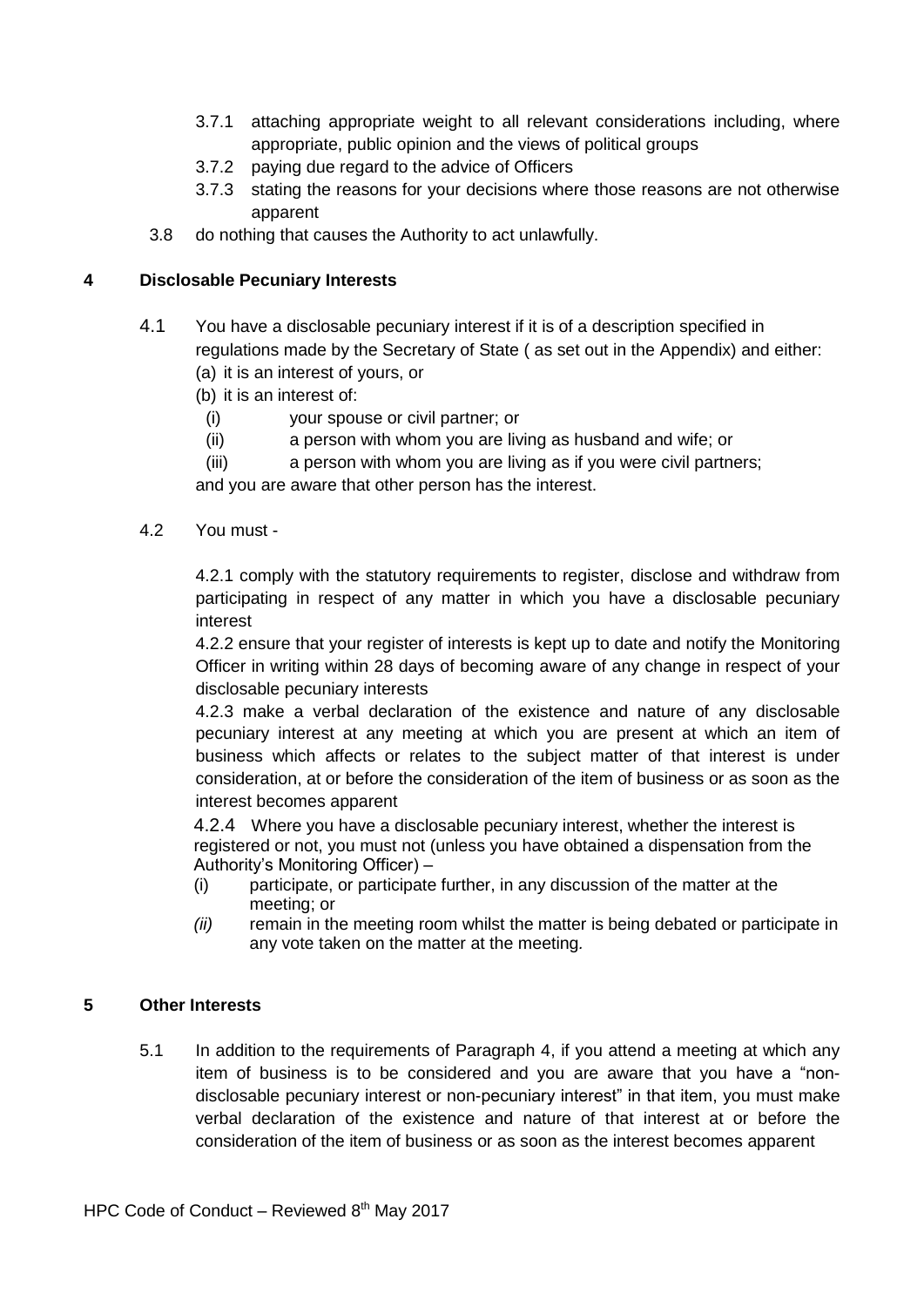3.7.1 attaching appropriate weight to all relevant considerations including, where appropriate, public opinion and the views of political groups

3.7.2 paying due regard to the advice of Officers

3.7.3 stating the reasons for your decisions where those reasons are not otherwise apparent

3.8 do nothing that causes the Authority to act unlawfully.

## 4 Disclosable Pecuniary Interests

4.1 You have a disclosable pecuniary interest if it is of a description specified in regulations made by the Secretary of State ( as set out in the Appendix) and either:

(a) it is an interest of yours, or

(b) it is an interest of:

(i) your spouse or civil partner; or

(ii) a person with whom you are living as husband and wife; or

(iii) a person with whom you are living as if you were civil partners;

and you are aware that other person has the interest.

4.2 You must -

4.2.1 comply with the statutory requirements to register, disclose and withdraw from participating in respect of any matter in which you have a disclosable pecuniary interest

4.2.2 ensure that your register of interests is kept up to date and notify the Monitoring Officer in writing within 28 days of becoming aware of any change in respect of your disclosable pecuniary interests

4.2.3 make a verbal declaration of the existence and nature of any disclosable pecuniary interest at any meeting at which you are present at which an item of business which affects or relates to the subject matter of that interest is under consideration, at or before the consideration of the item of business or as soon as the interest becomes apparent

4.2.4 Where you have a disclosable pecuniary interest, whether the interest is registered or not, you must not (unless you have obtained a dispensation from the Authority's Monitoring Officer) –

(i) participate, or participate further, in any discussion of the matter at the meeting; or

*(ii)* remain in the meeting room whilst the matter is being debated or participate in any vote taken on the matter at the meeting.

## 5 Other Interests

5.1 In addition to the requirements of Paragraph 4, if you attend a meeting at which any item of business is to be considered and you are aware that you have a "non-disclosable pecuniary interest or non-pecuniary interest" in that item, you must make verbal declaration of the existence and nature of that interest at or before the consideration of the item of business or as soon as the interest becomes apparent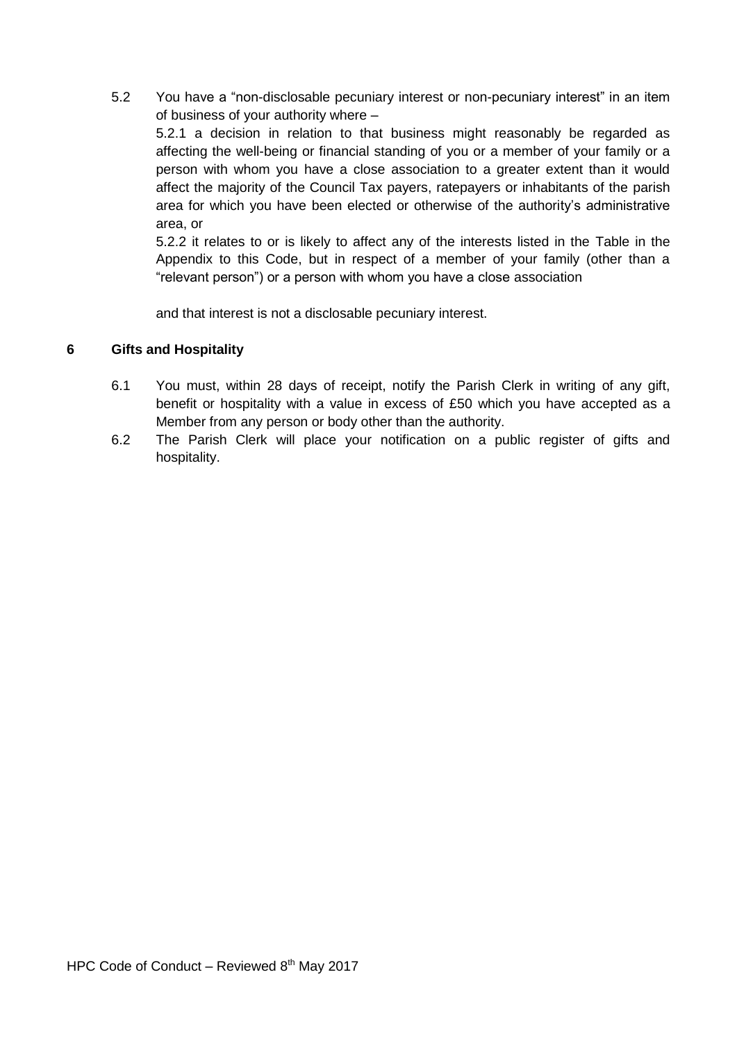5.2 You have a "non-disclosable pecuniary interest or non-pecuniary interest" in an item of business of your authority where –

5.2.1 a decision in relation to that business might reasonably be regarded as affecting the well-being or financial standing of you or a member of your family or a person with whom you have a close association to a greater extent than it would affect the majority of the Council Tax payers, ratepayers or inhabitants of the parish area for which you have been elected or otherwise of the authority's administrative area, or

5.2.2 it relates to or is likely to affect any of the interests listed in the Table in the Appendix to this Code, but in respect of a member of your family (other than a "relevant person") or a person with whom you have a close association

and that interest is not a disclosable pecuniary interest.

## 6 Gifts and Hospitality

6.1 You must, within 28 days of receipt, notify the Parish Clerk in writing of any gift, benefit or hospitality with a value in excess of £50 which you have accepted as a Member from any person or body other than the authority.

6.2 The Parish Clerk will place your notification on a public register of gifts and hospitality.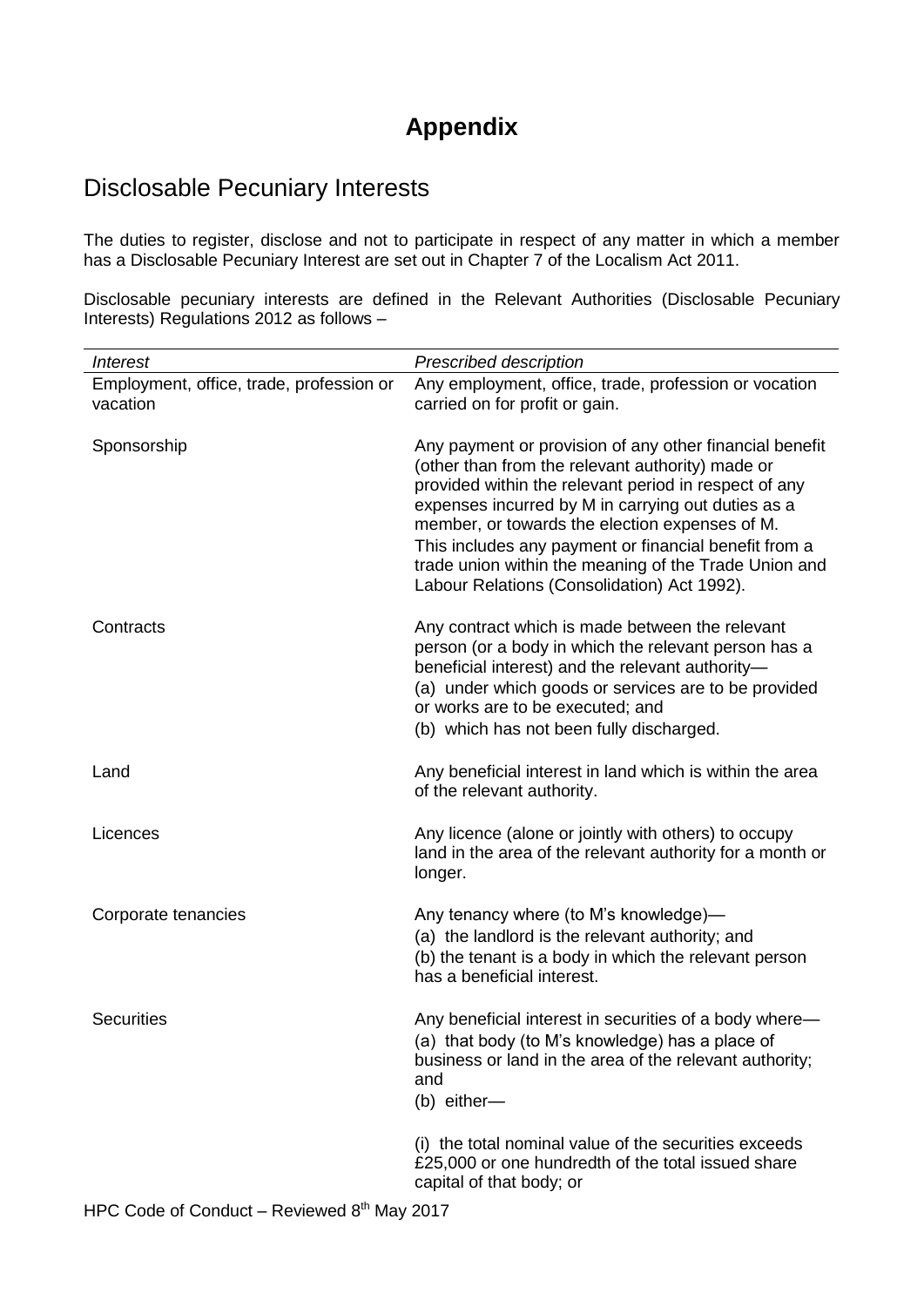# Appendix

## Disclosable Pecuniary Interests

The duties to register, disclose and not to participate in respect of any matter in which a member has a Disclosable Pecuniary Interest are set out in Chapter 7 of the Localism Act 2011.

Disclosable pecuniary interests are defined in the Relevant Authorities (Disclosable Pecuniary Interests) Regulations 2012 as follows –

| *Interest* | *Prescribed description* |
|---|---|
| Employment, office, trade, profession or vacation | Any employment, office, trade, profession or vocation carried on for profit or gain. |
| Sponsorship | Any payment or provision of any other financial benefit (other than from the relevant authority) made or provided within the relevant period in respect of any expenses incurred by M in carrying out duties as a member, or towards the election expenses of M. This includes any payment or financial benefit from a trade union within the meaning of the Trade Union and Labour Relations (Consolidation) Act 1992). |
| Contracts | Any contract which is made between the relevant person (or a body in which the relevant person has a beneficial interest) and the relevant authority— (a) under which goods or services are to be provided or works are to be executed; and (b) which has not been fully discharged. |
| Land | Any beneficial interest in land which is within the area of the relevant authority. |
| Licences | Any licence (alone or jointly with others) to occupy land in the area of the relevant authority for a month or longer. |
| Corporate tenancies | Any tenancy where (to M's knowledge)— (a) the landlord is the relevant authority; and (b) the tenant is a body in which the relevant person has a beneficial interest. |
| Securities | Any beneficial interest in securities of a body where— (a) that body (to M's knowledge) has a place of business or land in the area of the relevant authority; and (b) either— |
| | (i) the total nominal value of the securities exceeds £25,000 or one hundredth of the total issued share capital of that body; or |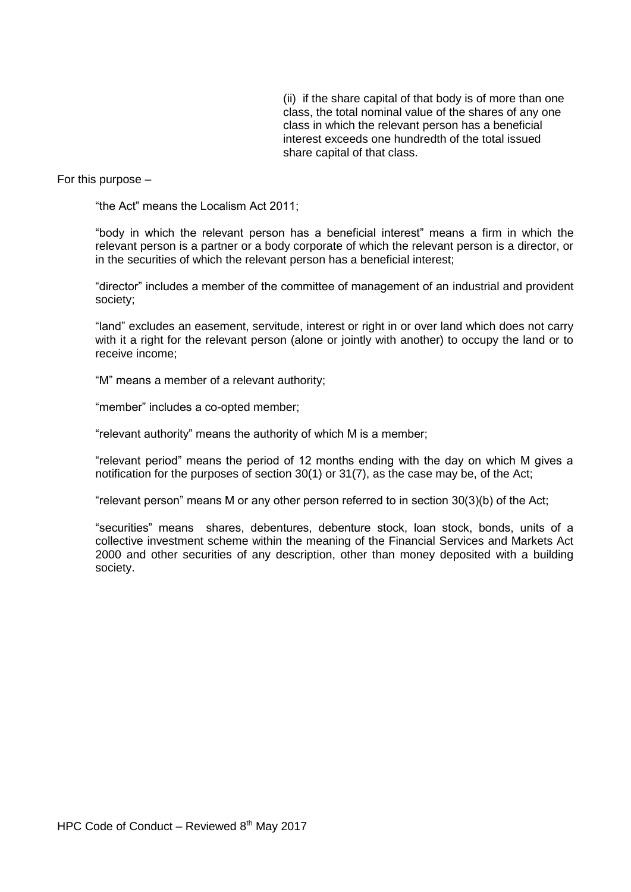(ii) if the share capital of that body is of more than one class, the total nominal value of the shares of any one class in which the relevant person has a beneficial interest exceeds one hundredth of the total issued share capital of that class.

For this purpose –

"the Act" means the Localism Act 2011;

"body in which the relevant person has a beneficial interest" means a firm in which the relevant person is a partner or a body corporate of which the relevant person is a director, or in the securities of which the relevant person has a beneficial interest;

"director" includes a member of the committee of management of an industrial and provident society;

"land" excludes an easement, servitude, interest or right in or over land which does not carry with it a right for the relevant person (alone or jointly with another) to occupy the land or to receive income;

"M" means a member of a relevant authority;

"member" includes a co-opted member;

"relevant authority" means the authority of which M is a member;

"relevant period" means the period of 12 months ending with the day on which M gives a notification for the purposes of section 30(1) or 31(7), as the case may be, of the Act;

"relevant person" means M or any other person referred to in section 30(3)(b) of the Act;

"securities" means shares, debentures, debenture stock, loan stock, bonds, units of a collective investment scheme within the meaning of the Financial Services and Markets Act 2000 and other securities of any description, other than money deposited with a building society.